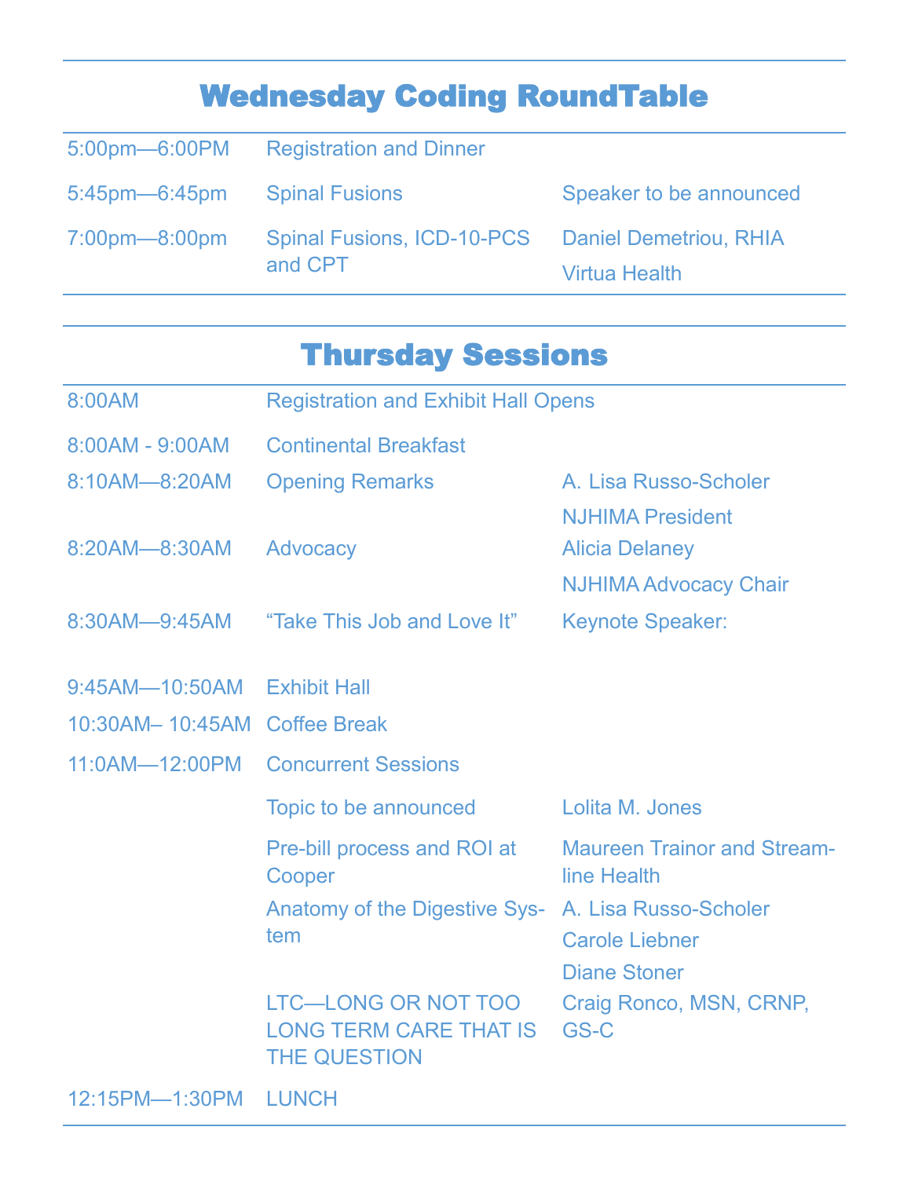## Wednesday Coding RoundTable

| | | |
|---|---|---|
| 5:00pm—6:00PM | Registration and Dinner | |
| 5:45pm—6:45pm | Spinal Fusions | Speaker to be announced |
| 7:00pm—8:00pm | Spinal Fusions, ICD-10-PCS and CPT | Daniel Demetriou, RHIA<br>Virtua Health |

## Thursday Sessions

| | | |
|---|---|---|
| 8:00AM | Registration and Exhibit Hall Opens | |
| 8:00AM - 9:00AM | Continental Breakfast | |
| 8:10AM—8:20AM | Opening Remarks | A. Lisa Russo-Scholer<br>NJHIMA President |
| 8:20AM—8:30AM | Advocacy | Alicia Delaney<br>NJHIMA Advocacy Chair |
| 8:30AM—9:45AM | "Take This Job and Love It" | Keynote Speaker: |
| 9:45AM—10:50AM | Exhibit Hall | |
| 10:30AM– 10:45AM | Coffee Break | |
| 11:0AM—12:00PM | Concurrent Sessions | |
| | Topic to be announced | Lolita M. Jones |
| | Pre-bill process and ROI at Cooper | Maureen Trainor and Streamline Health |
| | Anatomy of the Digestive System | A. Lisa Russo-Scholer<br>Carole Liebner<br>Diane Stoner |
| | LTC—LONG OR NOT TOO LONG TERM CARE THAT IS THE QUESTION | Craig Ronco, MSN, CRNP, GS-C |
| 12:15PM—1:30PM | LUNCH | |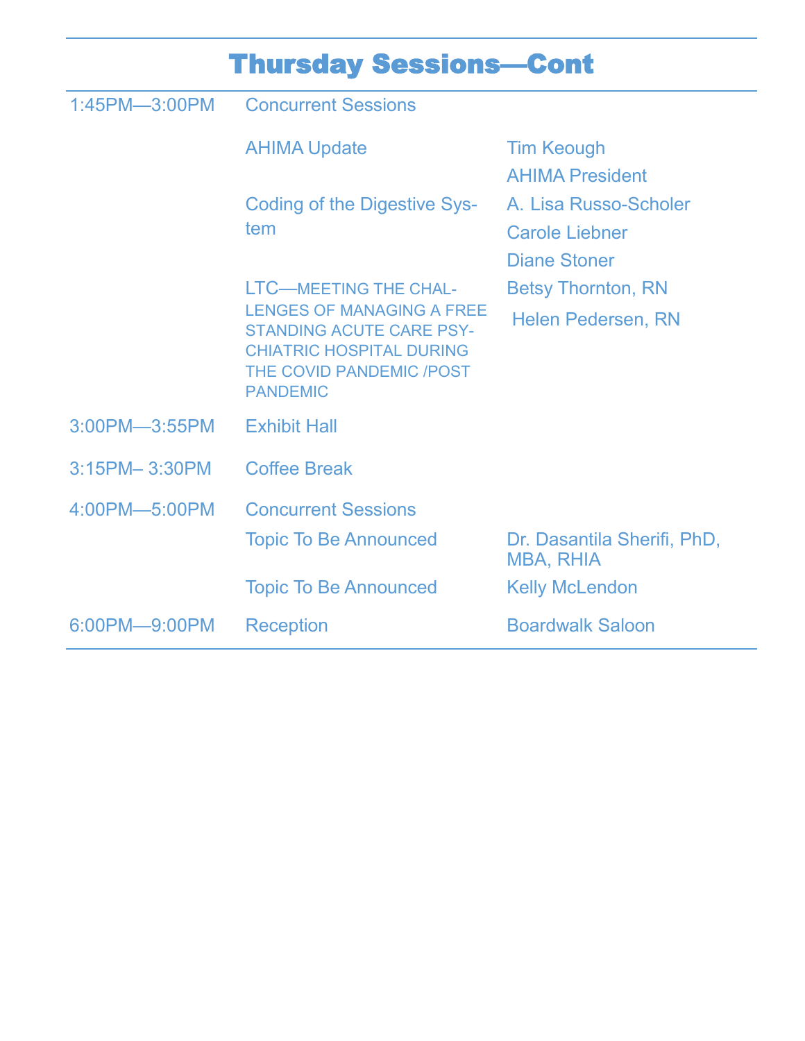# Thursday Sessions—Cont

| | | |
|---|---|---|
| 1:45PM—3:00PM | Concurrent Sessions | |
| | AHIMA Update | Tim Keough<br>AHIMA President |
| | Coding of the Digestive System | A. Lisa Russo-Scholer<br>Carole Liebner<br>Diane Stoner |
| | LTC—MEETING THE CHALLENGES OF MANAGING A FREE STANDING ACUTE CARE PSYCHIATRIC HOSPITAL DURING THE COVID PANDEMIC /POST PANDEMIC | Betsy Thornton, RN<br>Helen Pedersen, RN |
| 3:00PM—3:55PM | Exhibit Hall | |
| 3:15PM– 3:30PM | Coffee Break | |
| 4:00PM—5:00PM | Concurrent Sessions | |
| | Topic To Be Announced | Dr. Dasantila Sherifi, PhD, MBA, RHIA |
| | Topic To Be Announced | Kelly McLendon |
| 6:00PM—9:00PM | Reception | Boardwalk Saloon |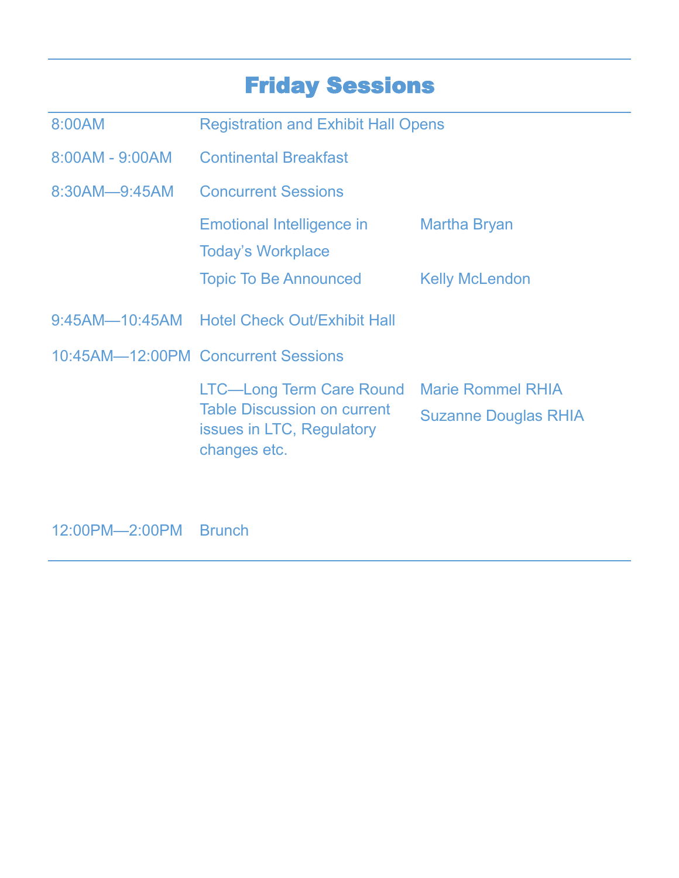## Friday Sessions

| | | |
|---|---|---|
| 8:00AM | Registration and Exhibit Hall Opens | |
| 8:00AM - 9:00AM | Continental Breakfast | |
| 8:30AM—9:45AM | Concurrent Sessions | |
| | Emotional Intelligence in Today's Workplace | Martha Bryan |
| | Topic To Be Announced | Kelly McLendon |
| 9:45AM—10:45AM | Hotel Check Out/Exhibit Hall | |
| 10:45AM—12:00PM | Concurrent Sessions | |
| | LTC—Long Term Care Round Table Discussion on current issues in LTC, Regulatory changes etc. | Marie Rommel RHIA<br>Suzanne Douglas RHIA |
| 12:00PM—2:00PM | Brunch | |